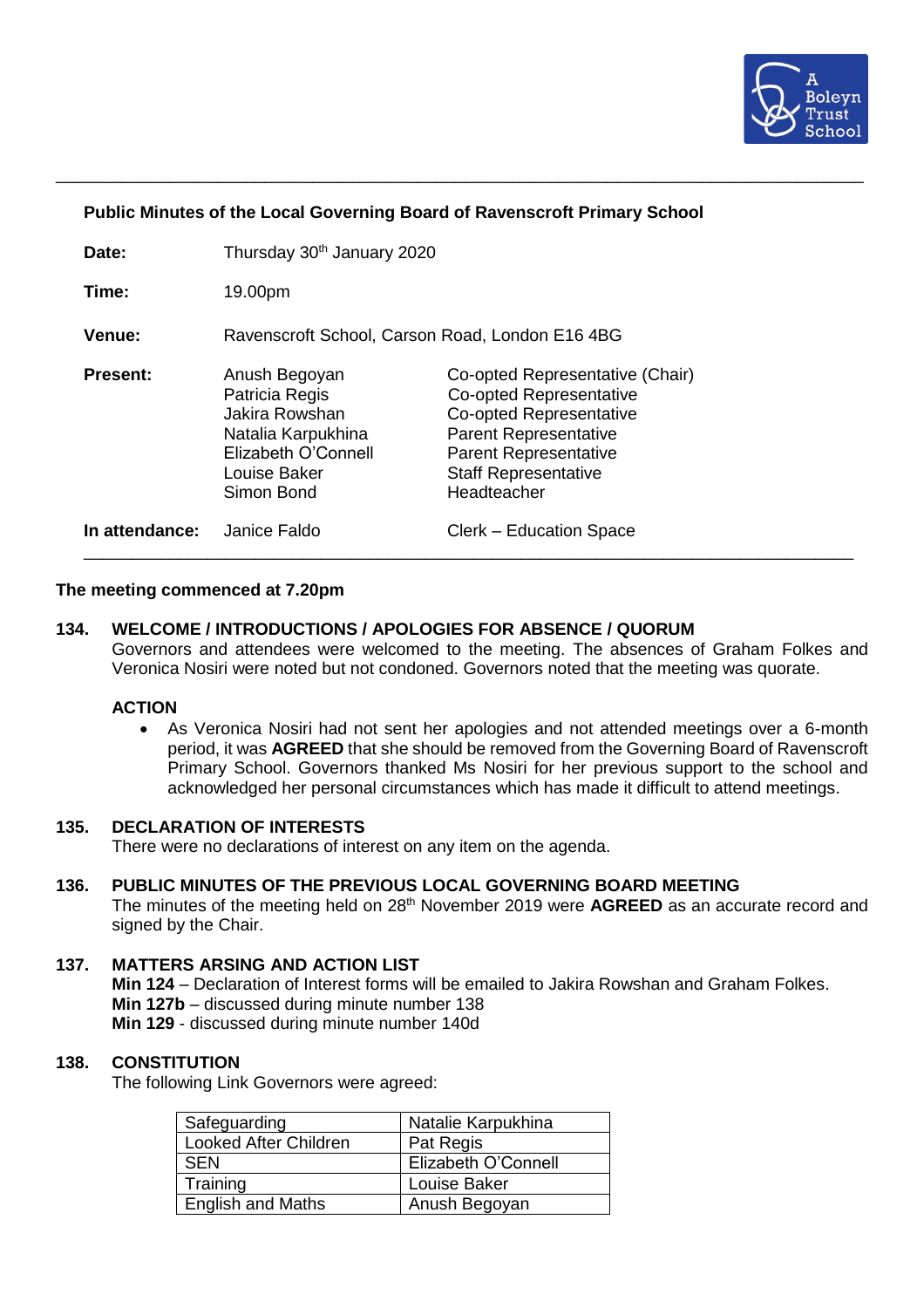A Boleyn Trust School

---

**Public Minutes of the Local Governing Board of Ravenscroft Primary School**

| | | |
|---|---|---|
| **Date:** | Thursday 30th January 2020 | |
| **Time:** | 19.00pm | |
| **Venue:** | Ravenscroft School, Carson Road, London E16 4BG | |
| **Present:** | Anush Begoyan | Co-opted Representative (Chair) |
| | Patricia Regis | Co-opted Representative |
| | Jakira Rowshan | Co-opted Representative |
| | Natalia Karpukhina | Parent Representative |
| | Elizabeth O'Connell | Parent Representative |
| | Louise Baker | Staff Representative |
| | Simon Bond | Headteacher |
| **In attendance:** | Janice Faldo | Clerk – Education Space |

---

**The meeting commenced at 7.20pm**

## 134. WELCOME / INTRODUCTIONS / APOLOGIES FOR ABSENCE / QUORUM

Governors and attendees were welcomed to the meeting. The absences of Graham Folkes and Veronica Nosiri were noted but not condoned. Governors noted that the meeting was quorate.

**ACTION**

- As Veronica Nosiri had not sent her apologies and not attended meetings over a 6-month period, it was **AGREED** that she should be removed from the Governing Board of Ravenscroft Primary School. Governors thanked Ms Nosiri for her previous support to the school and acknowledged her personal circumstances which has made it difficult to attend meetings.

## 135. DECLARATION OF INTERESTS

There were no declarations of interest on any item on the agenda.

## 136. PUBLIC MINUTES OF THE PREVIOUS LOCAL GOVERNING BOARD MEETING

The minutes of the meeting held on 28th November 2019 were **AGREED** as an accurate record and signed by the Chair.

## 137. MATTERS ARSING AND ACTION LIST

**Min 124** – Declaration of Interest forms will be emailed to Jakira Rowshan and Graham Folkes.
**Min 127b** – discussed during minute number 138
**Min 129** - discussed during minute number 140d

## 138. CONSTITUTION

The following Link Governors were agreed:

| | |
|---|---|
| Safeguarding | Natalie Karpukhina |
| Looked After Children | Pat Regis |
| SEN | Elizabeth O'Connell |
| Training | Louise Baker |
| English and Maths | Anush Begoyan |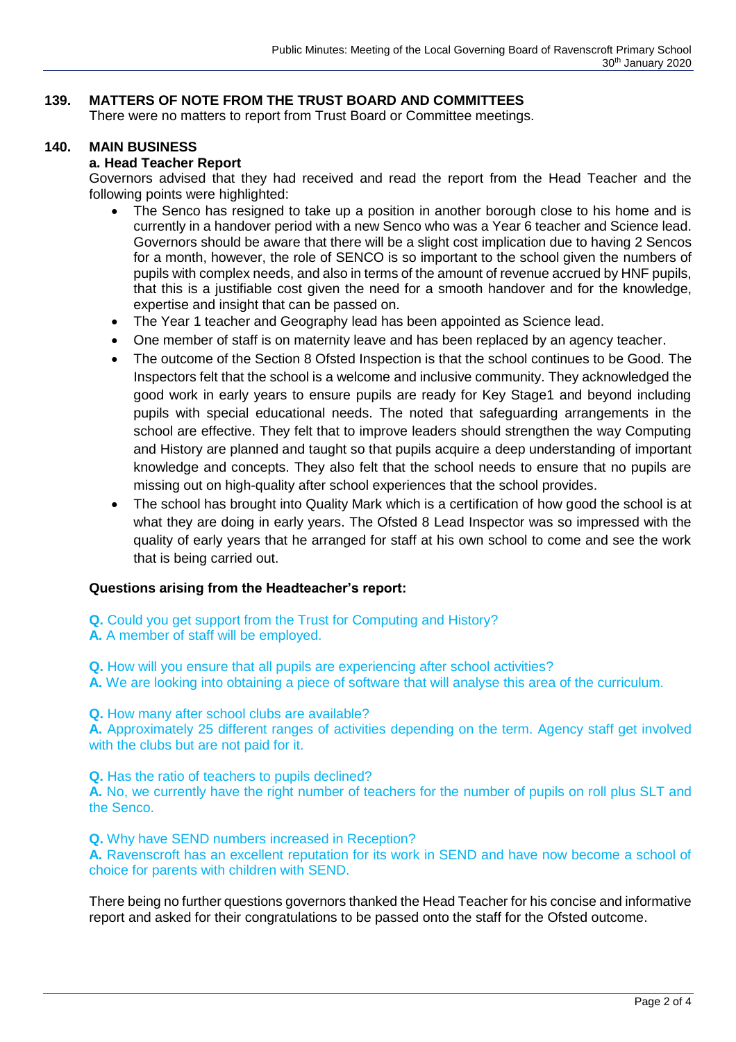## 139. MATTERS OF NOTE FROM THE TRUST BOARD AND COMMITTEES

There were no matters to report from Trust Board or Committee meetings.

## 140. MAIN BUSINESS

### a. Head Teacher Report

Governors advised that they had received and read the report from the Head Teacher and the following points were highlighted:

- The Senco has resigned to take up a position in another borough close to his home and is currently in a handover period with a new Senco who was a Year 6 teacher and Science lead. Governors should be aware that there will be a slight cost implication due to having 2 Sencos for a month, however, the role of SENCO is so important to the school given the numbers of pupils with complex needs, and also in terms of the amount of revenue accrued by HNF pupils, that this is a justifiable cost given the need for a smooth handover and for the knowledge, expertise and insight that can be passed on.
- The Year 1 teacher and Geography lead has been appointed as Science lead.
- One member of staff is on maternity leave and has been replaced by an agency teacher.
- The outcome of the Section 8 Ofsted Inspection is that the school continues to be Good. The Inspectors felt that the school is a welcome and inclusive community. They acknowledged the good work in early years to ensure pupils are ready for Key Stage1 and beyond including pupils with special educational needs. The noted that safeguarding arrangements in the school are effective. They felt that to improve leaders should strengthen the way Computing and History are planned and taught so that pupils acquire a deep understanding of important knowledge and concepts. They also felt that the school needs to ensure that no pupils are missing out on high-quality after school experiences that the school provides.
- The school has brought into Quality Mark which is a certification of how good the school is at what they are doing in early years. The Ofsted 8 Lead Inspector was so impressed with the quality of early years that he arranged for staff at his own school to come and see the work that is being carried out.

**Questions arising from the Headteacher's report:**

**Q.** Could you get support from the Trust for Computing and History?
**A.** A member of staff will be employed.

**Q.** How will you ensure that all pupils are experiencing after school activities?
**A.** We are looking into obtaining a piece of software that will analyse this area of the curriculum.

**Q.** How many after school clubs are available?
**A.** Approximately 25 different ranges of activities depending on the term. Agency staff get involved with the clubs but are not paid for it.

**Q.** Has the ratio of teachers to pupils declined?
**A.** No, we currently have the right number of teachers for the number of pupils on roll plus SLT and the Senco.

**Q.** Why have SEND numbers increased in Reception?
**A.** Ravenscroft has an excellent reputation for its work in SEND and have now become a school of choice for parents with children with SEND.

There being no further questions governors thanked the Head Teacher for his concise and informative report and asked for their congratulations to be passed onto the staff for the Ofsted outcome.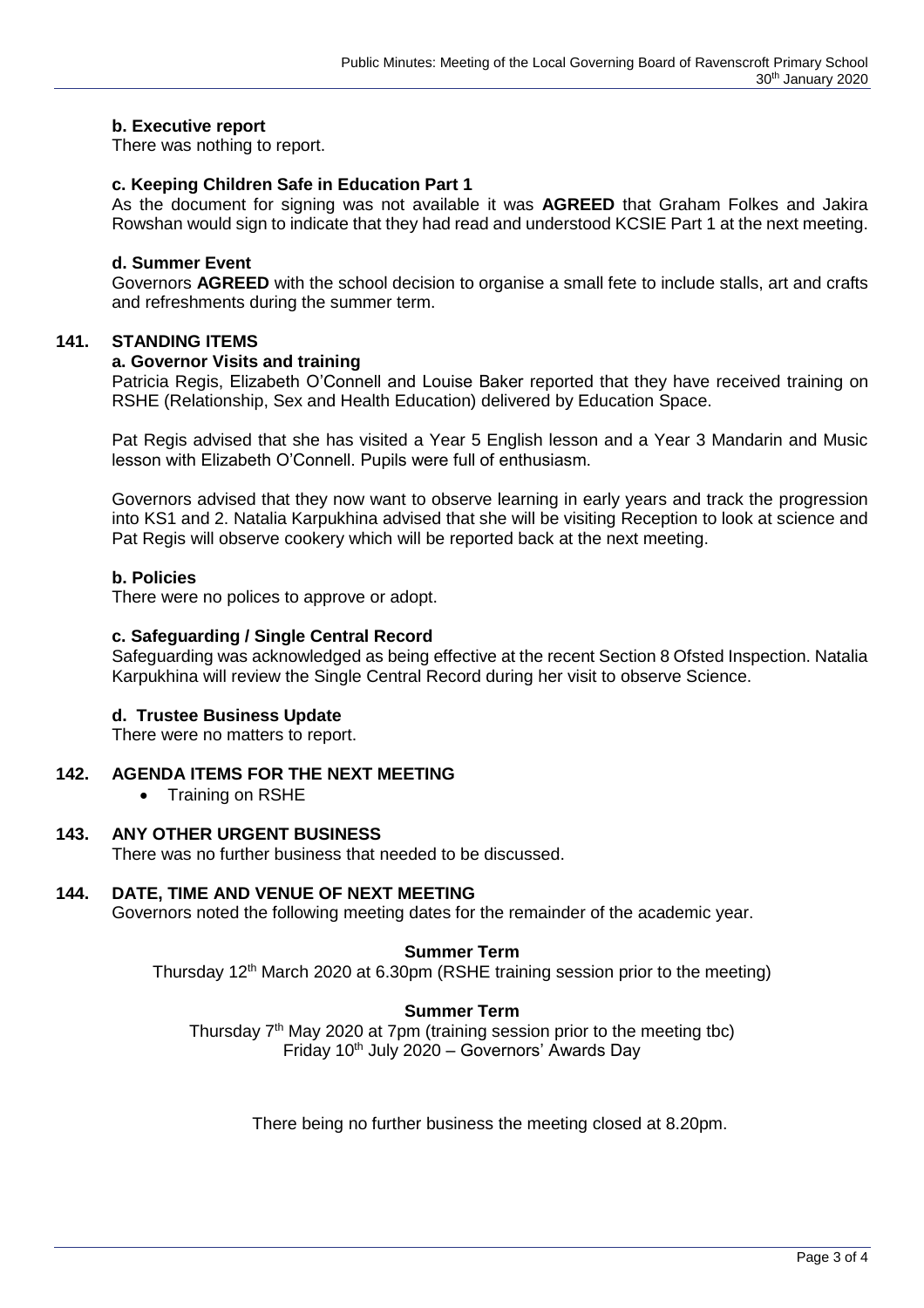### b. Executive report

There was nothing to report.

### c. Keeping Children Safe in Education Part 1

As the document for signing was not available it was **AGREED** that Graham Folkes and Jakira Rowshan would sign to indicate that they had read and understood KCSIE Part 1 at the next meeting.

### d. Summer Event

Governors **AGREED** with the school decision to organise a small fete to include stalls, art and crafts and refreshments during the summer term.

## 141. STANDING ITEMS

### a. Governor Visits and training

Patricia Regis, Elizabeth O'Connell and Louise Baker reported that they have received training on RSHE (Relationship, Sex and Health Education) delivered by Education Space.

Pat Regis advised that she has visited a Year 5 English lesson and a Year 3 Mandarin and Music lesson with Elizabeth O'Connell. Pupils were full of enthusiasm.

Governors advised that they now want to observe learning in early years and track the progression into KS1 and 2. Natalia Karpukhina advised that she will be visiting Reception to look at science and Pat Regis will observe cookery which will be reported back at the next meeting.

### b. Policies

There were no polices to approve or adopt.

### c. Safeguarding / Single Central Record

Safeguarding was acknowledged as being effective at the recent Section 8 Ofsted Inspection. Natalia Karpukhina will review the Single Central Record during her visit to observe Science.

### d. Trustee Business Update

There were no matters to report.

## 142. AGENDA ITEMS FOR THE NEXT MEETING

- Training on RSHE

## 143. ANY OTHER URGENT BUSINESS

There was no further business that needed to be discussed.

## 144. DATE, TIME AND VENUE OF NEXT MEETING

Governors noted the following meeting dates for the remainder of the academic year.

**Summer Term**

Thursday 12th March 2020 at 6.30pm (RSHE training session prior to the meeting)

**Summer Term**

Thursday 7th May 2020 at 7pm (training session prior to the meeting tbc)
Friday 10th July 2020 – Governors' Awards Day

There being no further business the meeting closed at 8.20pm.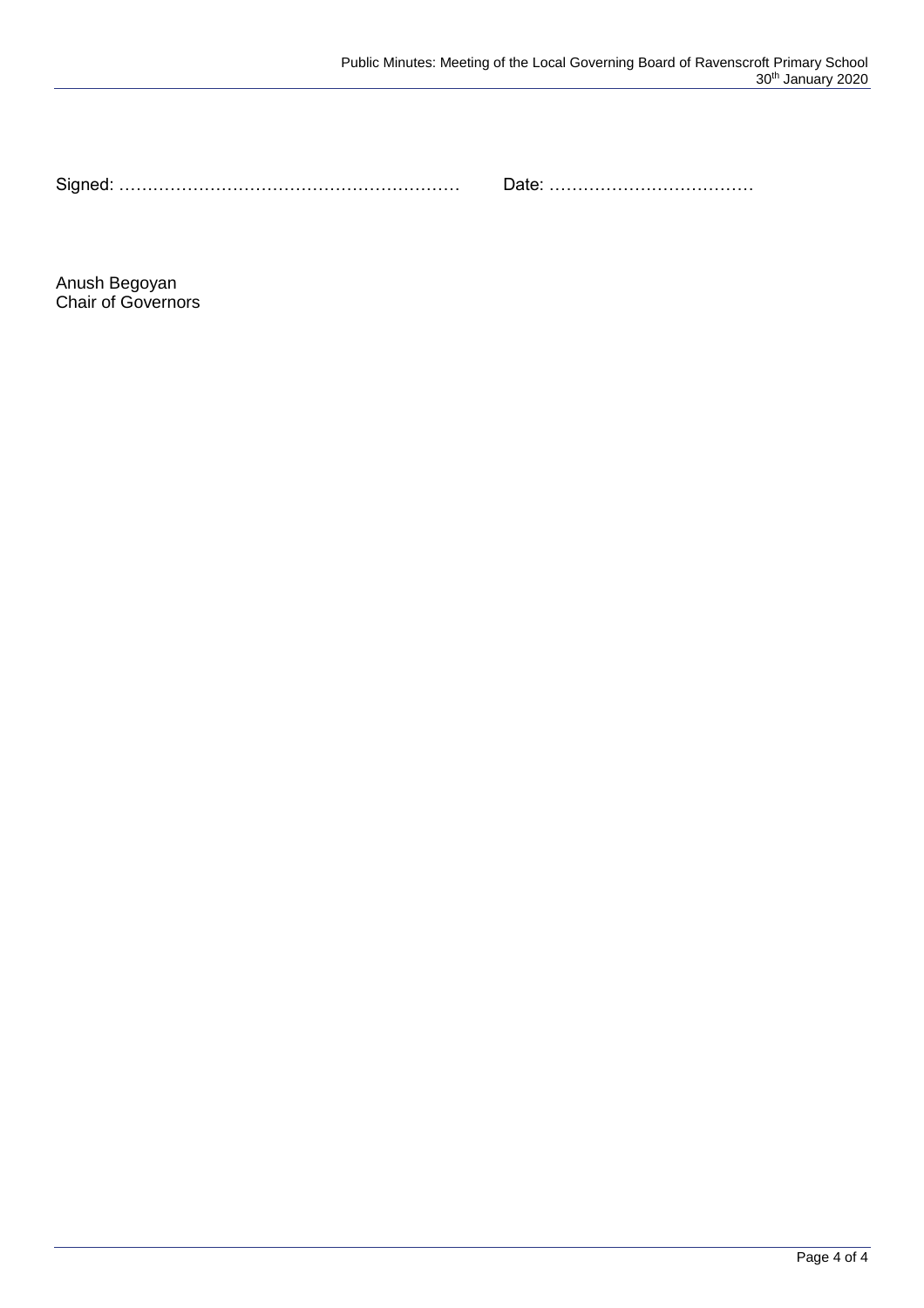Signed: …………………………………………………     Date: ………………………………

Anush Begoyan
Chair of Governors